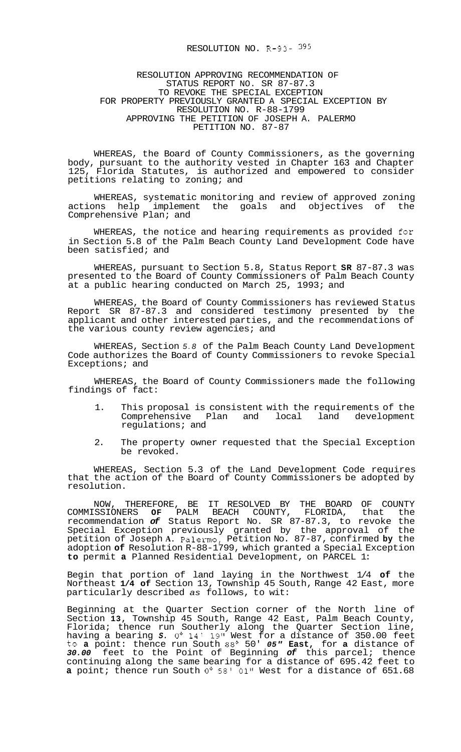RESOLUTION NO. R-93- 395

RESOLUTION APPROVING RECOMMENDATION OF
STATUS REPORT NO. SR 87-87.3
TO REVOKE THE SPECIAL EXCEPTION
FOR PROPERTY PREVIOUSLY GRANTED A SPECIAL EXCEPTION BY
RESOLUTION NO. R-88-1799
APPROVING THE PETITION OF JOSEPH A. PALERMO
PETITION NO. 87-87

WHEREAS, the Board of County Commissioners, as the governing body, pursuant to the authority vested in Chapter 163 and Chapter 125, Florida Statutes, is authorized and empowered to consider petitions relating to zoning; and

WHEREAS, systematic monitoring and review of approved zoning actions help implement the goals and objectives of the Comprehensive Plan; and

WHEREAS, the notice and hearing requirements as provided for in Section 5.8 of the Palm Beach County Land Development Code have been satisfied; and

WHEREAS, pursuant to Section 5.8, Status Report **SR** 87-87.3 was presented to the Board of County Commissioners of Palm Beach County at a public hearing conducted on March 25, 1993; and

WHEREAS, the Board of County Commissioners has reviewed Status Report SR 87-87.3 and considered testimony presented by the applicant and other interested parties, and the recommendations of the various county review agencies; and

WHEREAS, Section *5.8* of the Palm Beach County Land Development Code authorizes the Board of County Commissioners to revoke Special Exceptions; and

WHEREAS, the Board of County Commissioners made the following findings of fact:

1. This proposal is consistent with the requirements of the Comprehensive Plan and local land development regulations; and
2. The property owner requested that the Special Exception be revoked.

WHEREAS, Section 5.3 of the Land Development Code requires that the action of the Board of County Commissioners be adopted by resolution.

NOW, THEREFORE, BE IT RESOLVED BY THE BOARD OF COUNTY COMMISSIONERS **OF** PALM BEACH COUNTY, FLORIDA, that the recommendation ***of*** Status Report No. SR 87-87.3, to revoke the Special Exception previously granted by the approval of the petition of Joseph A. Palermo, Petition No. 87-87, confirmed **by** the adoption **of** Resolution R-88-1799, which granted a Special Exception **to** permit **a** Planned Residential Development, on PARCEL 1:

Begin that portion of land laying in the Northwest 1/4 **of** the Northeast **1/4 of** Section 13, Township 45 South, Range 42 East, more particularly described *as* follows, to wit:

Beginning at the Quarter Section corner of the North line of Section **13**, Township 45 South, Range 42 East, Palm Beach County, Florida; thence run Southerly along the Quarter Section line, having a bearing ***S.*** 0° 14' 19" West for a distance of 350.00 feet to **a** point: thence run South 88° 50' ***05"*** **East**, for **a** distance of ***30.00*** feet to the Point of Beginning ***of*** this parcel; thence continuing along the same bearing for a distance of 695.42 feet to **a** point; thence run South 0° 58' 01" West for a distance of 651.68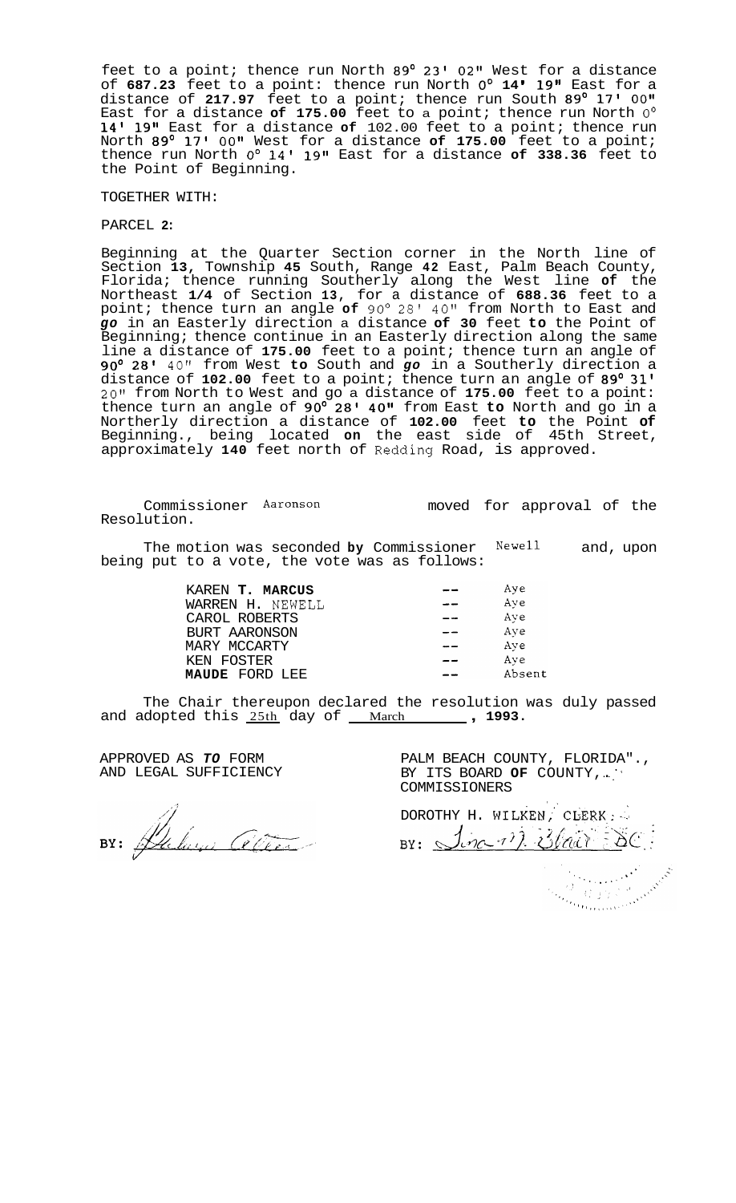feet to a point; thence run North 89° 23' 02" West for a distance of **687.23** feet to a point: thence run North 0° **14' 19"** East for a distance of **217.97** feet to a point; thence run South **89° 17'** 00" East for a distance **of 175.00** feet to a point; thence run North 0° **14' 19"** East for a distance **of** 102.00 feet to a point; thence run North **89° 17'** 00" West for a distance **of 175.00** feet to a point; thence run North 0° 14' **19"** East for a distance **of 338.36** feet to the Point of Beginning.

TOGETHER WITH:

PARCEL **2**:

Beginning at the Quarter Section corner in the North line of Section **13**, Township **45** South, Range **42** East, Palm Beach County, Florida; thence running Southerly along the West line **of** the Northeast **1/4** of Section **13**, for a distance of **688.36** feet to a point; thence turn an angle **of** 90° 28' 40" from North to East and ***go*** in an Easterly direction a distance **of 30** feet **to** the Point of Beginning; thence continue in an Easterly direction along the same line a distance of **175.00** feet to a point; thence turn an angle of **90° 28'** 40" from West **to** South and ***go*** in a Southerly direction a distance of **102.00** feet to a point; thence turn an angle of **89° 31'** 20" from North to West and go a distance of **175.00** feet to a point: thence turn an angle of **90° 28' 40"** from East **to** North and go in a Northerly direction a distance of **102.00** feet **to** the Point **of** Beginning., being located **on** the east side of 45th Street, approximately **140** feet north of Redding Road, is approved.

Commissioner Aaronson moved for approval of the Resolution.

The motion was seconded **by** Commissioner Newell and, upon being put to a vote, the vote was as follows:

| | | |
|---|---|---|
| KAREN **T. MARCUS** | -- | Aye |
| WARREN H. NEWELL | -- | Aye |
| CAROL ROBERTS | -- | Aye |
| BURT AARONSON | -- | Aye |
| MARY MCCARTY | -- | Aye |
| KEN FOSTER | -- | Aye |
| **MAUDE** FORD LEE | -- | Absent |

The Chair thereupon declared the resolution was duly passed and adopted this 25th day of March , **1993**.

APPROVED AS ***TO*** FORM
AND LEGAL SUFFICIENCY

BY: *[signature]*

PALM BEACH COUNTY, FLORIDA".,
BY ITS BOARD **OF** COUNTY,
COMMISSIONERS

DOROTHY H. WILKEN, CLERK

BY: *[signature]* DC